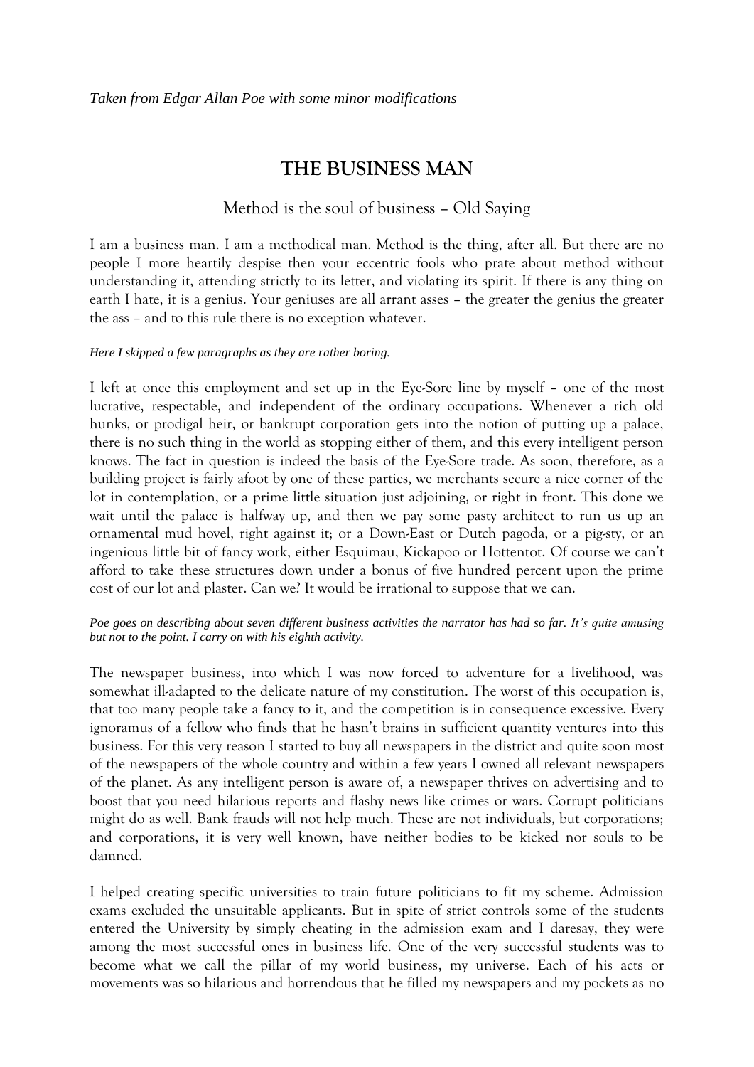*Taken from Edgar Allan Poe with some minor modifications*

# THE BUSINESS MAN

## Method is the soul of business – Old Saying

I am a business man. I am a methodical man. Method is the thing, after all. But there are no people I more heartily despise then your eccentric fools who prate about method without understanding it, attending strictly to its letter, and violating its spirit. If there is any thing on earth I hate, it is a genius. Your geniuses are all arrant asses – the greater the genius the greater the ass – and to this rule there is no exception whatever.

***Here I skipped a few paragraphs as they are rather boring.***

I left at once this employment and set up in the Eye-Sore line by myself – one of the most lucrative, respectable, and independent of the ordinary occupations. Whenever a rich old hunks, or prodigal heir, or bankrupt corporation gets into the notion of putting up a palace, there is no such thing in the world as stopping either of them, and this every intelligent person knows. The fact in question is indeed the basis of the Eye-Sore trade. As soon, therefore, as a building project is fairly afoot by one of these parties, we merchants secure a nice corner of the lot in contemplation, or a prime little situation just adjoining, or right in front. This done we wait until the palace is halfway up, and then we pay some pasty architect to run us up an ornamental mud hovel, right against it; or a Down-East or Dutch pagoda, or a pig-sty, or an ingenious little bit of fancy work, either Esquimau, Kickapoo or Hottentot. Of course we can't afford to take these structures down under a bonus of five hundred percent upon the prime cost of our lot and plaster. Can we? It would be irrational to suppose that we can.

***Poe goes on describing about seven different business activities the narrator has had so far. It's quite amusing but not to the point. I carry on with his eighth activity.***

The newspaper business, into which I was now forced to adventure for a livelihood, was somewhat ill-adapted to the delicate nature of my constitution. The worst of this occupation is, that too many people take a fancy to it, and the competition is in consequence excessive. Every ignoramus of a fellow who finds that he hasn't brains in sufficient quantity ventures into this business. For this very reason I started to buy all newspapers in the district and quite soon most of the newspapers of the whole country and within a few years I owned all relevant newspapers of the planet. As any intelligent person is aware of, a newspaper thrives on advertising and to boost that you need hilarious reports and flashy news like crimes or wars. Corrupt politicians might do as well. Bank frauds will not help much. These are not individuals, but corporations; and corporations, it is very well known, have neither bodies to be kicked nor souls to be damned.

I helped creating specific universities to train future politicians to fit my scheme. Admission exams excluded the unsuitable applicants. But in spite of strict controls some of the students entered the University by simply cheating in the admission exam and I daresay, they were among the most successful ones in business life. One of the very successful students was to become what we call the pillar of my world business, my universe. Each of his acts or movements was so hilarious and horrendous that he filled my newspapers and my pockets as no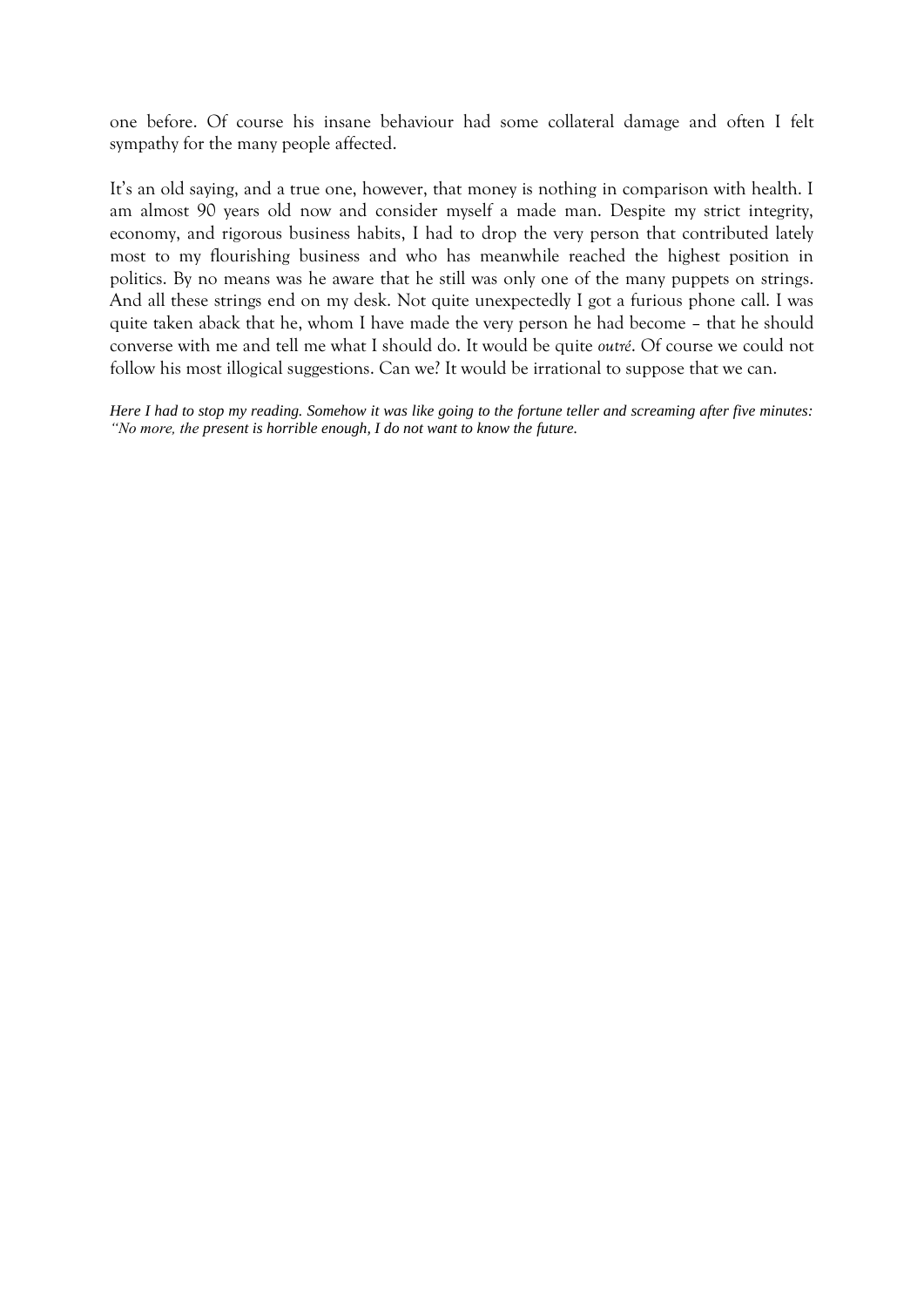one before. Of course his insane behaviour had some collateral damage and often I felt sympathy for the many people affected.

It's an old saying, and a true one, however, that money is nothing in comparison with health. I am almost 90 years old now and consider myself a made man. Despite my strict integrity, economy, and rigorous business habits, I had to drop the very person that contributed lately most to my flourishing business and who has meanwhile reached the highest position in politics. By no means was he aware that he still was only one of the many puppets on strings. And all these strings end on my desk. Not quite unexpectedly I got a furious phone call. I was quite taken aback that he, whom I have made the very person he had become – that he should converse with me and tell me what I should do. It would be quite *outré*. Of course we could not follow his most illogical suggestions. Can we? It would be irrational to suppose that we can.

*Here I had to stop my reading. Somehow it was like going to the fortune teller and screaming after five minutes: "No more, the present is horrible enough, I do not want to know the future.*